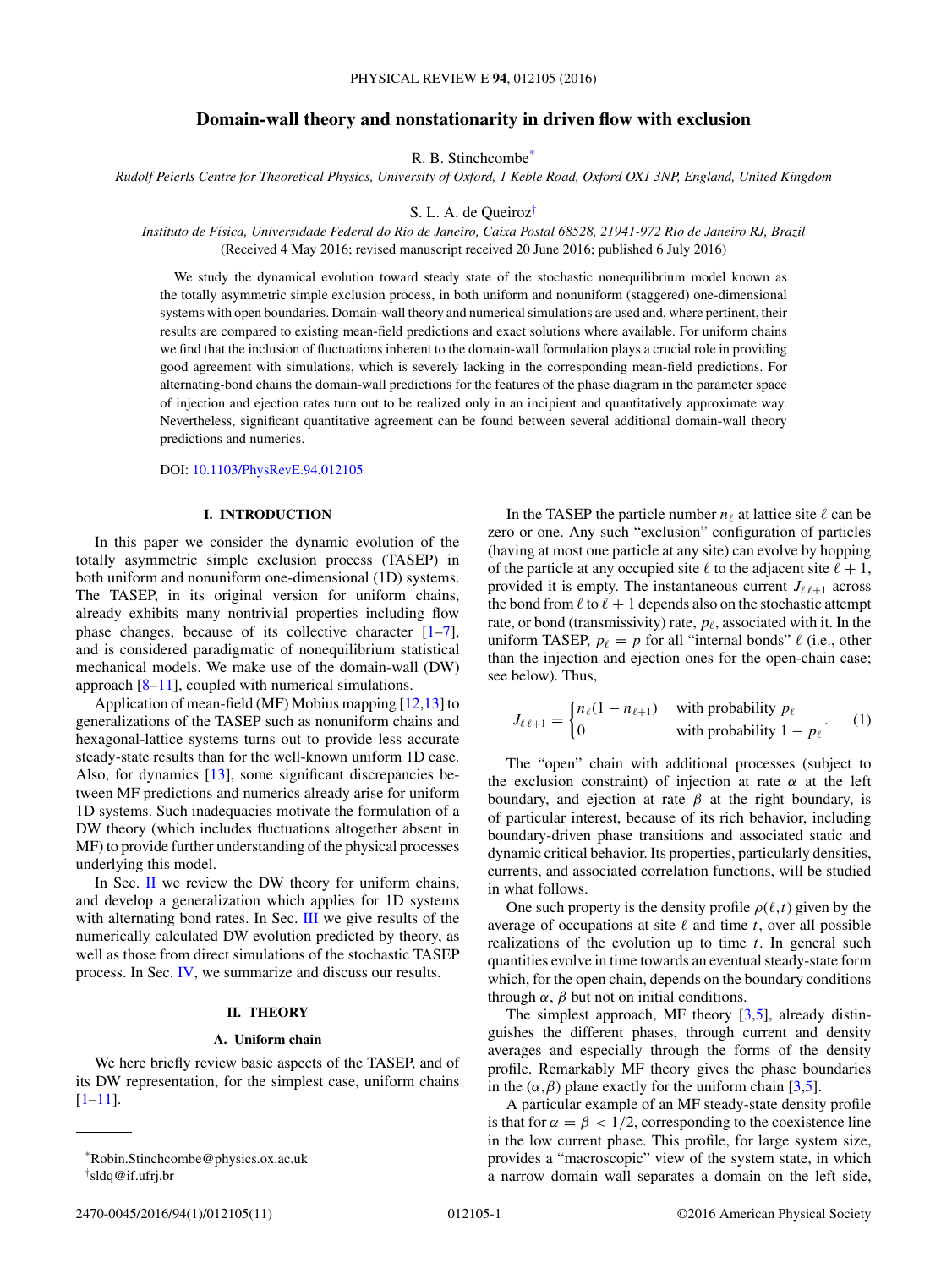# Domain-wall theory and nonstationarity in driven flow with exclusion

R. B. Stinchcombe*

*Rudolf Peierls Centre for Theoretical Physics, University of Oxford, 1 Keble Road, Oxford OX1 3NP, England, United Kingdom*

S. L. A. de Queiroz†

*Instituto de Física, Universidade Federal do Rio de Janeiro, Caixa Postal 68528, 21941-972 Rio de Janeiro RJ, Brazil*

(Received 4 May 2016; revised manuscript received 20 June 2016; published 6 July 2016)

We study the dynamical evolution toward steady state of the stochastic nonequilibrium model known as the totally asymmetric simple exclusion process, in both uniform and nonuniform (staggered) one-dimensional systems with open boundaries. Domain-wall theory and numerical simulations are used and, where pertinent, their results are compared to existing mean-field predictions and exact solutions where available. For uniform chains we find that the inclusion of fluctuations inherent to the domain-wall formulation plays a crucial role in providing good agreement with simulations, which is severely lacking in the corresponding mean-field predictions. For alternating-bond chains the domain-wall predictions for the features of the phase diagram in the parameter space of injection and ejection rates turn out to be realized only in an incipient and quantitatively approximate way. Nevertheless, significant quantitative agreement can be found between several additional domain-wall theory predictions and numerics.

DOI: 10.1103/PhysRevE.94.012105

## I. INTRODUCTION

In this paper we consider the dynamic evolution of the totally asymmetric simple exclusion process (TASEP) in both uniform and nonuniform one-dimensional (1D) systems. The TASEP, in its original version for uniform chains, already exhibits many nontrivial properties including flow phase changes, because of its collective character [1–7], and is considered paradigmatic of nonequilibrium statistical mechanical models. We make use of the domain-wall (DW) approach [8–11], coupled with numerical simulations.

Application of mean-field (MF) Mobius mapping [12,13] to generalizations of the TASEP such as nonuniform chains and hexagonal-lattice systems turns out to provide less accurate steady-state results than for the well-known uniform 1D case. Also, for dynamics [13], some significant discrepancies between MF predictions and numerics already arise for uniform 1D systems. Such inadequacies motivate the formulation of a DW theory (which includes fluctuations altogether absent in MF) to provide further understanding of the physical processes underlying this model.

In Sec. II we review the DW theory for uniform chains, and develop a generalization which applies for 1D systems with alternating bond rates. In Sec. III we give results of the numerically calculated DW evolution predicted by theory, as well as those from direct simulations of the stochastic TASEP process. In Sec. IV, we summarize and discuss our results.

## II. THEORY

### A. Uniform chain

We here briefly review basic aspects of the TASEP, and of its DW representation, for the simplest case, uniform chains [1–11].

In the TASEP the particle number $n_\ell$ at lattice site $\ell$ can be zero or one. Any such "exclusion" configuration of particles (having at most one particle at any site) can evolve by hopping of the particle at any occupied site $\ell$ to the adjacent site $\ell+1$, provided it is empty. The instantaneous current $J_{\ell\,\ell+1}$ across the bond from $\ell$ to $\ell+1$ depends also on the stochastic attempt rate, or bond (transmissivity) rate, $p_\ell$, associated with it. In the uniform TASEP, $p_\ell = p$ for all "internal bonds" $\ell$ (i.e., other than the injection and ejection ones for the open-chain case; see below). Thus,

$$J_{\ell\,\ell+1} = \begin{cases} n_\ell(1-n_{\ell+1}) & \text{with probability } p_\ell \\ 0 & \text{with probability } 1-p_\ell \end{cases}. \quad (1)$$

The "open" chain with additional processes (subject to the exclusion constraint) of injection at rate $\alpha$ at the left boundary, and ejection at rate $\beta$ at the right boundary, is of particular interest, because of its rich behavior, including boundary-driven phase transitions and associated static and dynamic critical behavior. Its properties, particularly densities, currents, and associated correlation functions, will be studied in what follows.

One such property is the density profile $\rho(\ell,t)$ given by the average of occupations at site $\ell$ and time $t$, over all possible realizations of the evolution up to time $t$. In general such quantities evolve in time towards an eventual steady-state form which, for the open chain, depends on the boundary conditions through $\alpha$, $\beta$ but not on initial conditions.

The simplest approach, MF theory [3,5], already distinguishes the different phases, through current and density averages and especially through the forms of the density profile. Remarkably MF theory gives the phase boundaries in the $(\alpha,\beta)$ plane exactly for the uniform chain [3,5].

A particular example of an MF steady-state density profile is that for $\alpha = \beta < 1/2$, corresponding to the coexistence line in the low current phase. This profile, for large system size, provides a "macroscopic" view of the system state, in which a narrow domain wall separates a domain on the left side,

*Robin.Stinchcombe@physics.ox.ac.uk

†sldq@if.ufrj.br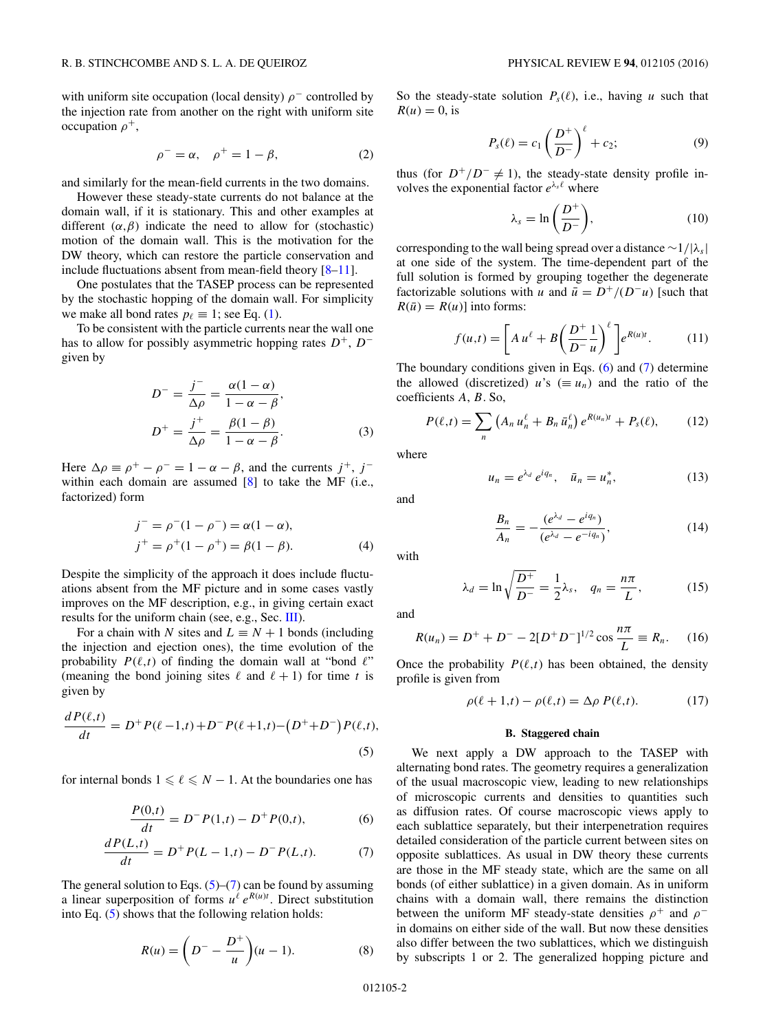with uniform site occupation (local density) $\rho^-$ controlled by the injection rate from another on the right with uniform site occupation $\rho^+$,

$$\rho^- = \alpha, \quad \rho^+ = 1 - \beta, \tag{2}$$

and similarly for the mean-field currents in the two domains.

However these steady-state currents do not balance at the domain wall, if it is stationary. This and other examples at different $(\alpha,\beta)$ indicate the need to allow for (stochastic) motion of the domain wall. This is the motivation for the DW theory, which can restore the particle conservation and include fluctuations absent from mean-field theory [8–11].

One postulates that the TASEP process can be represented by the stochastic hopping of the domain wall. For simplicity we make all bond rates $p_\ell \equiv 1$; see Eq. (1).

To be consistent with the particle currents near the wall one has to allow for possibly asymmetric hopping rates $D^+$, $D^-$ given by

$$D^- = \frac{j^-}{\Delta\rho} = \frac{\alpha(1-\alpha)}{1-\alpha-\beta},$$
$$D^+ = \frac{j^+}{\Delta\rho} = \frac{\beta(1-\beta)}{1-\alpha-\beta}. \tag{3}$$

Here $\Delta\rho \equiv \rho^+ - \rho^- = 1 - \alpha - \beta$, and the currents $j^+$, $j^-$ within each domain are assumed [8] to take the MF (i.e., factorized) form

$$j^- = \rho^-(1-\rho^-) = \alpha(1-\alpha),$$
$$j^+ = \rho^+(1-\rho^+) = \beta(1-\beta). \tag{4}$$

Despite the simplicity of the approach it does include fluctuations absent from the MF picture and in some cases vastly improves on the MF description, e.g., in giving certain exact results for the uniform chain (see, e.g., Sec. III).

For a chain with $N$ sites and $L \equiv N+1$ bonds (including the injection and ejection ones), the time evolution of the probability $P(\ell,t)$ of finding the domain wall at "bond $\ell$" (meaning the bond joining sites $\ell$ and $\ell+1$) for time $t$ is given by

$$\frac{dP(\ell,t)}{dt} = D^+P(\ell-1,t) + D^-P(\ell+1,t) - \left(D^+ + D^-\right)P(\ell,t), \tag{5}$$

for internal bonds $1 \leqslant \ell \leqslant N-1$. At the boundaries one has

$$\frac{P(0,t)}{dt} = D^-P(1,t) - D^+P(0,t), \tag{6}$$

$$\frac{dP(L,t)}{dt} = D^+P(L-1,t) - D^-P(L,t). \tag{7}$$

The general solution to Eqs. (5)–(7) can be found by assuming a linear superposition of forms $u^\ell e^{R(u)t}$. Direct substitution into Eq. (5) shows that the following relation holds:

$$R(u) = \left(D^- - \frac{D^+}{u}\right)(u-1). \tag{8}$$

So the steady-state solution $P_s(\ell)$, i.e., having $u$ such that $R(u) = 0$, is

$$P_s(\ell) = c_1\left(\frac{D^+}{D^-}\right)^\ell + c_2; \tag{9}$$

thus (for $D^+/D^- \neq 1$), the steady-state density profile involves the exponential factor $e^{\lambda_s \ell}$ where

$$\lambda_s = \ln\left(\frac{D^+}{D^-}\right), \tag{10}$$

corresponding to the wall being spread over a distance $\sim 1/|\lambda_s|$ at one side of the system. The time-dependent part of the full solution is formed by grouping together the degenerate factorizable solutions with $u$ and $\bar{u} = D^+/(D^-u)$ [such that $R(\bar{u}) = R(u)$] into forms:

$$f(u,t) = \left[A\,u^\ell + B\left(\frac{D^+}{D^-}\frac{1}{u}\right)^\ell\right]e^{R(u)t}. \tag{11}$$

The boundary conditions given in Eqs. (6) and (7) determine the allowed (discretized) $u$'s ($\equiv u_n$) and the ratio of the coefficients $A$, $B$. So,

$$P(\ell,t) = \sum_n \left(A_n\,u_n^\ell + B_n\,\bar{u}_n^\ell\right)e^{R(u_n)t} + P_s(\ell), \tag{12}$$

where

$$u_n = e^{\lambda_d}\,e^{iq_n}, \quad \bar{u}_n = u_n^*, \tag{13}$$

and

$$\frac{B_n}{A_n} = -\frac{(e^{\lambda_d} - e^{iq_n})}{(e^{\lambda_d} - e^{-iq_n})}, \tag{14}$$

with

$$\lambda_d = \ln\sqrt{\frac{D^+}{D^-}} = \frac{1}{2}\lambda_s, \quad q_n = \frac{n\pi}{L}, \tag{15}$$

and

$$R(u_n) = D^+ + D^- - 2[D^+D^-]^{1/2}\cos\frac{n\pi}{L} \equiv R_n. \tag{16}$$

Once the probability $P(\ell,t)$ has been obtained, the density profile is given from

$$\rho(\ell+1,t) - \rho(\ell,t) = \Delta\rho\,P(\ell,t). \tag{17}$$

### B. Staggered chain

We next apply a DW approach to the TASEP with alternating bond rates. The geometry requires a generalization of the usual macroscopic view, leading to new relationships of microscopic currents and densities to quantities such as diffusion rates. Of course macroscopic views apply to each sublattice separately, but their interpenetration requires detailed consideration of the particle current between sites on opposite sublattices. As usual in DW theory these currents are those in the MF steady state, which are the same on all bonds (of either sublattice) in a given domain. As in uniform chains with a domain wall, there remains the distinction between the uniform MF steady-state densities $\rho^+$ and $\rho^-$ in domains on either side of the wall. But now these densities also differ between the two sublattices, which we distinguish by subscripts 1 or 2. The generalized hopping picture and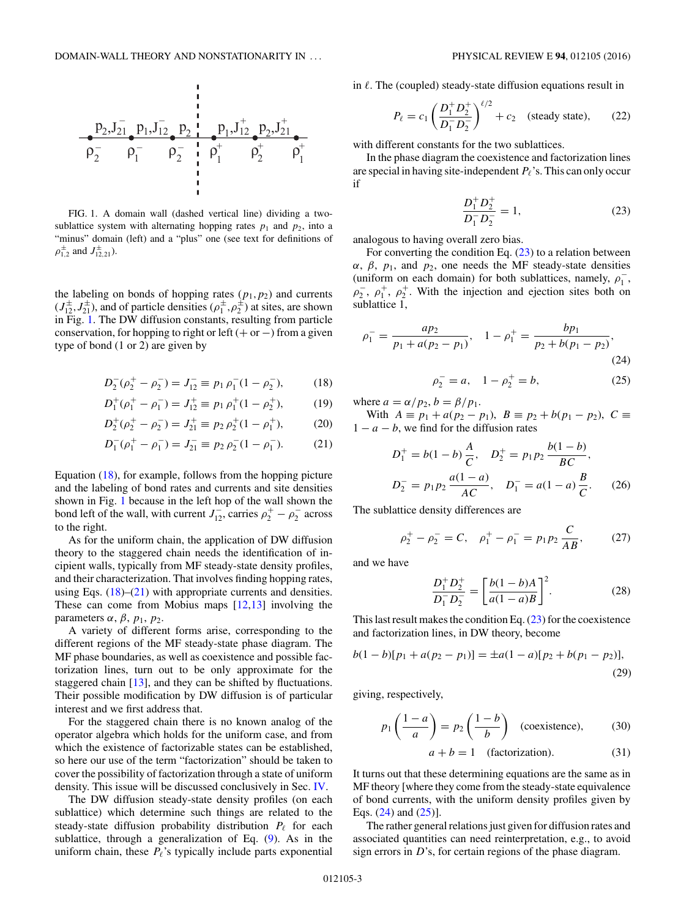FIG. 1. A domain wall (dashed vertical line) dividing a two-sublattice system with alternating hopping rates $p_1$ and $p_2$, into a "minus" domain (left) and a "plus" one (see text for definitions of $\rho^{\pm}_{1,2}$ and $J^{\pm}_{12,21}$).

the labeling on bonds of hopping rates $(p_1,p_2)$ and currents $(J^{\pm}_{12},J^{\pm}_{21})$, and of particle densities $(\rho^{\pm}_1,\rho^{\pm}_2)$ at sites, are shown in Fig. 1. The DW diffusion constants, resulting from particle conservation, for hopping to right or left (+ or −) from a given type of bond (1 or 2) are given by

$$D^-_2(\rho^+_2-\rho^-_2)=J^-_{12}\equiv p_1\,\rho^-_1(1-\rho^-_2), \tag{18}$$

$$D^+_1(\rho^+_1-\rho^-_1)=J^+_{12}\equiv p_1\,\rho^+_1(1-\rho^+_2), \tag{19}$$

$$D^+_2(\rho^+_2-\rho^-_2)=J^+_{21}\equiv p_2\,\rho^+_2(1-\rho^+_1), \tag{20}$$

$$D^-_1(\rho^+_1-\rho^-_1)=J^-_{21}\equiv p_2\,\rho^-_2(1-\rho^-_1). \tag{21}$$

Equation (18), for example, follows from the hopping picture and the labeling of bond rates and currents and site densities shown in Fig. 1 because in the left hop of the wall shown the bond left of the wall, with current $J^-_{12}$, carries $\rho^+_2-\rho^-_2$ across to the right.

As for the uniform chain, the application of DW diffusion theory to the staggered chain needs the identification of incipient walls, typically from MF steady-state density profiles, and their characterization. That involves finding hopping rates, using Eqs. (18)–(21) with appropriate currents and densities. These can come from Mobius maps [12,13] involving the parameters $\alpha$, $\beta$, $p_1$, $p_2$.

A variety of different forms arise, corresponding to the different regions of the MF steady-state phase diagram. The MF phase boundaries, as well as coexistence and possible factorization lines, turn out to be only approximate for the staggered chain [13], and they can be shifted by fluctuations. Their possible modification by DW diffusion is of particular interest and we first address that.

For the staggered chain there is no known analog of the operator algebra which holds for the uniform case, and from which the existence of factorizable states can be established, so here our use of the term "factorization" should be taken to cover the possibility of factorization through a state of uniform density. This issue will be discussed conclusively in Sec. IV.

The DW diffusion steady-state density profiles (on each sublattice) which determine such things are related to the steady-state diffusion probability distribution $P_\ell$ for each sublattice, through a generalization of Eq. (9). As in the uniform chain, these $P_\ell$'s typically include parts exponential in $\ell$. The (coupled) steady-state diffusion equations result in

$$P_\ell=c_1\left(\frac{D^+_1D^+_2}{D^-_1D^-_2}\right)^{\ell/2}+c_2 \quad \text{(steady state)}, \tag{22}$$

with different constants for the two sublattices.

In the phase diagram the coexistence and factorization lines are special in having site-independent $P_\ell$'s. This can only occur if

$$\frac{D^+_1D^+_2}{D^-_1D^-_2}=1, \tag{23}$$

analogous to having overall zero bias.

For converting the condition Eq. (23) to a relation between $\alpha$, $\beta$, $p_1$, and $p_2$, one needs the MF steady-state densities (uniform on each domain) for both sublattices, namely, $\rho^-_1$, $\rho^-_2$, $\rho^+_1$, $\rho^+_2$. With the injection and ejection sites both on sublattice 1,

$$\rho^-_1=\frac{ap_2}{p_1+a(p_2-p_1)},\quad 1-\rho^+_1=\frac{bp_1}{p_2+b(p_1-p_2)}, \tag{24}$$

$$\rho^-_2=a,\quad 1-\rho^+_2=b, \tag{25}$$

where $a=\alpha/p_2, b=\beta/p_1$.

With $A\equiv p_1+a(p_2-p_1)$, $B\equiv p_2+b(p_1-p_2)$, $C\equiv 1-a-b$, we find for the diffusion rates

$$D^+_1=b(1-b)\,\frac{A}{C},\quad D^+_2=p_1p_2\,\frac{b(1-b)}{BC},$$
$$D^-_2=p_1p_2\,\frac{a(1-a)}{AC},\quad D^-_1=a(1-a)\,\frac{B}{C}. \tag{26}$$

The sublattice density differences are

$$\rho^+_2-\rho^-_2=C,\quad \rho^+_1-\rho^-_1=p_1p_2\,\frac{C}{AB}, \tag{27}$$

and we have

$$\frac{D^+_1D^+_2}{D^-_1D^-_2}=\left[\frac{b(1-b)A}{a(1-a)B}\right]^2. \tag{28}$$

This last result makes the condition Eq. (23) for the coexistence and factorization lines, in DW theory, become

$$b(1-b)[p_1+a(p_2-p_1)]=\pm a(1-a)[p_2+b(p_1-p_2)], \tag{29}$$

giving, respectively,

$$p_1\left(\frac{1-a}{a}\right)=p_2\left(\frac{1-b}{b}\right)\quad \text{(coexistence)}, \tag{30}$$

$$a+b=1\quad \text{(factorization)}. \tag{31}$$

It turns out that these determining equations are the same as in MF theory [where they come from the steady-state equivalence of bond currents, with the uniform density profiles given by Eqs. (24) and (25)].

The rather general relations just given for diffusion rates and associated quantities can need reinterpretation, e.g., to avoid sign errors in $D$'s, for certain regions of the phase diagram.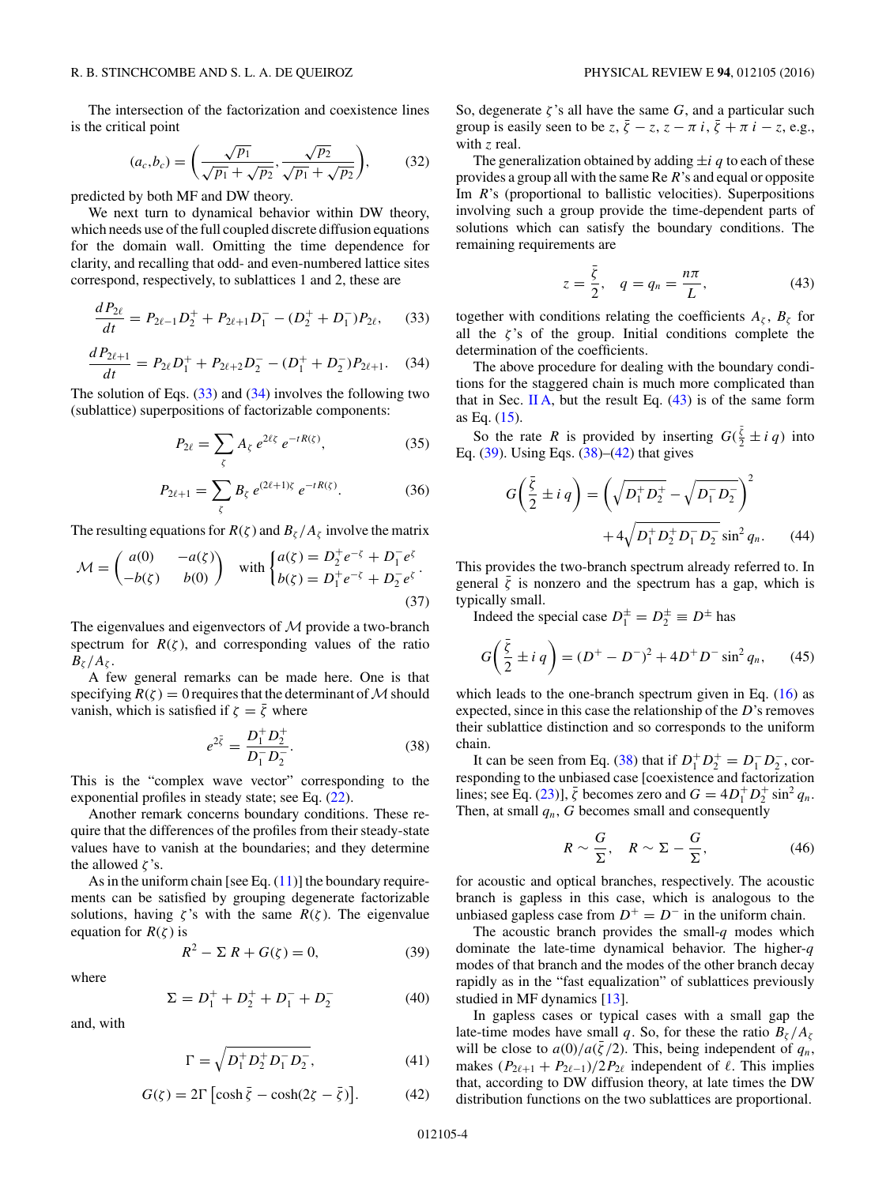The intersection of the factorization and coexistence lines is the critical point

$$(a_c,b_c) = \left(\frac{\sqrt{p_1}}{\sqrt{p_1}+\sqrt{p_2}},\frac{\sqrt{p_2}}{\sqrt{p_1}+\sqrt{p_2}}\right), \qquad (32)$$

predicted by both MF and DW theory.

We next turn to dynamical behavior within DW theory, which needs use of the full coupled discrete diffusion equations for the domain wall. Omitting the time dependence for clarity, and recalling that odd- and even-numbered lattice sites correspond, respectively, to sublattices 1 and 2, these are

$$\frac{d\,P_{2\ell}}{dt} = P_{2\ell-1}D_2^+ + P_{2\ell+1}D_1^- - (D_2^+ + D_1^-)P_{2\ell}, \qquad (33)$$

$$\frac{d\,P_{2\ell+1}}{dt} = P_{2\ell}D_1^+ + P_{2\ell+2}D_2^- - (D_1^+ + D_2^-)P_{2\ell+1}. \qquad (34)$$

The solution of Eqs. (33) and (34) involves the following two (sublattice) superpositions of factorizable components:

$$P_{2\ell} = \sum_\zeta A_\zeta\, e^{2\ell\zeta}\, e^{-tR(\zeta)}, \qquad (35)$$

$$P_{2\ell+1} = \sum_\zeta B_\zeta\, e^{(2\ell+1)\zeta}\, e^{-tR(\zeta)}. \qquad (36)$$

The resulting equations for $R(\zeta)$ and $B_\zeta/A_\zeta$ involve the matrix

$$\mathcal{M} = \begin{pmatrix} a(0) & -a(\zeta) \\ -b(\zeta) & b(0)\end{pmatrix} \quad \text{with} \begin{cases} a(\zeta) = D_2^+e^{-\zeta} + D_1^-e^{\zeta} \\ b(\zeta) = D_1^+e^{-\zeta} + D_2^-e^{\zeta}\end{cases}. \qquad (37)$$

The eigenvalues and eigenvectors of $\mathcal{M}$ provide a two-branch spectrum for $R(\zeta)$, and corresponding values of the ratio $B_\zeta/A_\zeta$.

A few general remarks can be made here. One is that specifying $R(\zeta)=0$ requires that the determinant of $\mathcal{M}$ should vanish, which is satisfied if $\zeta=\bar\zeta$ where

$$e^{2\bar\zeta} = \frac{D_1^+D_2^+}{D_1^-D_2^-}. \qquad (38)$$

This is the "complex wave vector" corresponding to the exponential profiles in steady state; see Eq. (22).

Another remark concerns boundary conditions. These require that the differences of the profiles from their steady-state values have to vanish at the boundaries; and they determine the allowed $\zeta$'s.

As in the uniform chain [see Eq. (11)] the boundary requirements can be satisfied by grouping degenerate factorizable solutions, having $\zeta$'s with the same $R(\zeta)$. The eigenvalue equation for $R(\zeta)$ is

$$R^2 - \Sigma\, R + G(\zeta) = 0, \qquad (39)$$

where

$$\Sigma = D_1^+ + D_2^+ + D_1^- + D_2^- \qquad (40)$$

and, with

$$\Gamma = \sqrt{D_1^+D_2^+D_1^-D_2^-}, \qquad (41)$$

$$G(\zeta) = 2\Gamma\left[\cosh\bar\zeta - \cosh(2\zeta-\bar\zeta)\right]. \qquad (42)$$

So, degenerate $\zeta$'s all have the same $G$, and a particular such group is easily seen to be $z$, $\bar\zeta - z$, $z-\pi\, i$, $\bar\zeta+\pi\, i - z$, e.g., with $z$ real.

The generalization obtained by adding $\pm i\, q$ to each of these provides a group all with the same Re $R$'s and equal or opposite Im $R$'s (proportional to ballistic velocities). Superpositions involving such a group provide the time-dependent parts of solutions which can satisfy the boundary conditions. The remaining requirements are

$$z = \frac{\bar\zeta}{2}, \quad q = q_n = \frac{n\pi}{L}, \qquad (43)$$

together with conditions relating the coefficients $A_\zeta$, $B_\zeta$ for all the $\zeta$'s of the group. Initial conditions complete the determination of the coefficients.

The above procedure for dealing with the boundary conditions for the staggered chain is much more complicated than that in Sec. II A, but the result Eq. (43) is of the same form as Eq. (15).

So the rate $R$ is provided by inserting $G(\frac{\bar\zeta}{2}\pm i\, q)$ into Eq. (39). Using Eqs. (38)–(42) that gives

$$G\left(\frac{\bar\zeta}{2}\pm i\, q\right) = \left(\sqrt{D_1^+D_2^+} - \sqrt{D_1^-D_2^-}\right)^2 + 4\sqrt{D_1^+D_2^+D_1^-D_2^-}\,\sin^2 q_n. \qquad (44)$$

This provides the two-branch spectrum already referred to. In general $\bar\zeta$ is nonzero and the spectrum has a gap, which is typically small.

Indeed the special case $D_1^\pm = D_2^\pm \equiv D^\pm$ has

$$G\left(\frac{\bar\zeta}{2}\pm i\, q\right) = (D^+ - D^-)^2 + 4D^+D^-\sin^2 q_n, \qquad (45)$$

which leads to the one-branch spectrum given in Eq. (16) as expected, since in this case the relationship of the $D$'s removes their sublattice distinction and so corresponds to the uniform chain.

It can be seen from Eq. (38) that if $D_1^+D_2^+ = D_1^-D_2^-$, corresponding to the unbiased case [coexistence and factorization lines; see Eq. (23)], $\bar\zeta$ becomes zero and $G = 4D_1^+D_2^+\sin^2 q_n$. Then, at small $q_n$, $G$ becomes small and consequently

$$R \sim \frac{G}{\Sigma}, \quad R \sim \Sigma - \frac{G}{\Sigma}, \qquad (46)$$

for acoustic and optical branches, respectively. The acoustic branch is gapless in this case, which is analogous to the unbiased gapless case from $D^+ = D^-$ in the uniform chain.

The acoustic branch provides the small-$q$ modes which dominate the late-time dynamical behavior. The higher-$q$ modes of that branch and the modes of the other branch decay rapidly as in the "fast equalization" of sublattices previously studied in MF dynamics [13].

In gapless cases or typical cases with a small gap the late-time modes have small $q$. So, for these the ratio $B_\zeta/A_\zeta$ will be close to $a(0)/a(\bar\zeta/2)$. This, being independent of $q_n$, makes $(P_{2\ell+1}+P_{2\ell-1})/2P_{2\ell}$ independent of $\ell$. This implies that, according to DW diffusion theory, at late times the DW distribution functions on the two sublattices are proportional.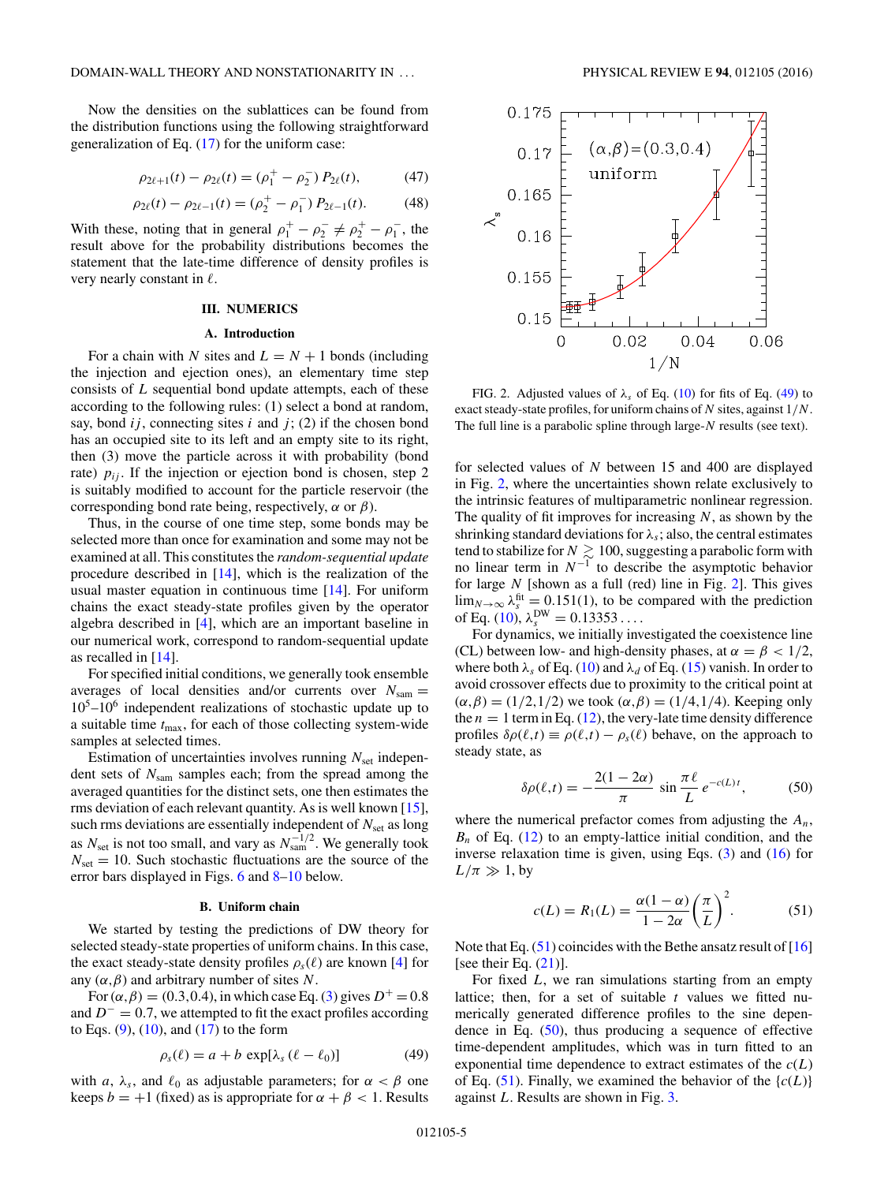Now the densities on the sublattices can be found from the distribution functions using the following straightforward generalization of Eq. (17) for the uniform case:

$$\rho_{2\ell+1}(t) - \rho_{2\ell}(t) = (\rho_1^+ - \rho_2^-)\, P_{2\ell}(t), \tag{47}$$

$$\rho_{2\ell}(t) - \rho_{2\ell-1}(t) = (\rho_2^+ - \rho_1^-)\, P_{2\ell-1}(t). \tag{48}$$

With these, noting that in general $\rho_1^+ - \rho_2^- \neq \rho_2^+ - \rho_1^-$, the result above for the probability distributions becomes the statement that the late-time difference of density profiles is very nearly constant in $\ell$.

## III. NUMERICS

### A. Introduction

For a chain with $N$ sites and $L = N + 1$ bonds (including the injection and ejection ones), an elementary time step consists of $L$ sequential bond update attempts, each of these according to the following rules: (1) select a bond at random, say, bond $ij$, connecting sites $i$ and $j$; (2) if the chosen bond has an occupied site to its left and an empty site to its right, then (3) move the particle across it with probability (bond rate) $p_{ij}$. If the injection or ejection bond is chosen, step 2 is suitably modified to account for the particle reservoir (the corresponding bond rate being, respectively, $\alpha$ or $\beta$).

Thus, in the course of one time step, some bonds may be selected more than once for examination and some may not be examined at all. This constitutes the *random-sequential update* procedure described in [14], which is the realization of the usual master equation in continuous time [14]. For uniform chains the exact steady-state profiles given by the operator algebra described in [4], which are an important baseline in our numerical work, correspond to random-sequential update as recalled in [14].

For specified initial conditions, we generally took ensemble averages of local densities and/or currents over $N_{\rm sam} = 10^5$–$10^6$ independent realizations of stochastic update up to a suitable time $t_{\rm max}$, for each of those collecting system-wide samples at selected times.

Estimation of uncertainties involves running $N_{\rm set}$ independent sets of $N_{\rm sam}$ samples each; from the spread among the averaged quantities for the distinct sets, one then estimates the rms deviation of each relevant quantity. As is well known [15], such rms deviations are essentially independent of $N_{\rm set}$ as long as $N_{\rm set}$ is not too small, and vary as $N_{\rm sam}^{-1/2}$. We generally took $N_{\rm set} = 10$. Such stochastic fluctuations are the source of the error bars displayed in Figs. 6 and 8–10 below.

### B. Uniform chain

We started by testing the predictions of DW theory for selected steady-state properties of uniform chains. In this case, the exact steady-state density profiles $\rho_s(\ell)$ are known [4] for any $(\alpha,\beta)$ and arbitrary number of sites $N$.

For $(\alpha,\beta) = (0.3,0.4)$, in which case Eq. (3) gives $D^+ = 0.8$ and $D^- = 0.7$, we attempted to fit the exact profiles according to Eqs. (9), (10), and (17) to the form

$$\rho_s(\ell) = a + b\, \exp[\lambda_s\,(\ell - \ell_0)] \tag{49}$$

with $a$, $\lambda_s$, and $\ell_0$ as adjustable parameters; for $\alpha < \beta$ one keeps $b = +1$ (fixed) as is appropriate for $\alpha + \beta < 1$. Results for selected values of $N$ between 15 and 400 are displayed in Fig. 2, where the uncertainties shown relate exclusively to the intrinsic features of multiparametric nonlinear regression. The quality of fit improves for increasing $N$, as shown by the shrinking standard deviations for $\lambda_s$; also, the central estimates tend to stabilize for $N \gtrsim 100$, suggesting a parabolic form with no linear term in $N^{-1}$ to describe the asymptotic behavior for large $N$ [shown as a full (red) line in Fig. 2]. This gives $\lim_{N\to\infty} \lambda_s^{\rm fit} = 0.151(1)$, to be compared with the prediction of Eq. (10), $\lambda_s^{\rm DW} = 0.13353\ldots$.

FIG. 2. Adjusted values of $\lambda_s$ of Eq. (10) for fits of Eq. (49) to exact steady-state profiles, for uniform chains of $N$ sites, against $1/N$. The full line is a parabolic spline through large-$N$ results (see text).

For dynamics, we initially investigated the coexistence line (CL) between low- and high-density phases, at $\alpha = \beta < 1/2$, where both $\lambda_s$ of Eq. (10) and $\lambda_d$ of Eq. (15) vanish. In order to avoid crossover effects due to proximity to the critical point at $(\alpha,\beta) = (1/2,1/2)$ we took $(\alpha,\beta) = (1/4,1/4)$. Keeping only the $n = 1$ term in Eq. (12), the very-late time density difference profiles $\delta\rho(\ell,t) \equiv \rho(\ell,t) - \rho_s(\ell)$ behave, on the approach to steady state, as

$$\delta\rho(\ell,t) = -\frac{2(1-2\alpha)}{\pi}\, \sin\frac{\pi\,\ell}{L}\, e^{-c(L)\,t}, \tag{50}$$

where the numerical prefactor comes from adjusting the $A_n$, $B_n$ of Eq. (12) to an empty-lattice initial condition, and the inverse relaxation time is given, using Eqs. (3) and (16) for $L/\pi \gg 1$, by

$$c(L) = R_1(L) = \frac{\alpha(1-\alpha)}{1-2\alpha}\left(\frac{\pi}{L}\right)^2. \tag{51}$$

Note that Eq. (51) coincides with the Bethe ansatz result of [16] [see their Eq. (21)].

For fixed $L$, we ran simulations starting from an empty lattice; then, for a set of suitable $t$ values we fitted numerically generated difference profiles to the sine dependence in Eq. (50), thus producing a sequence of effective time-dependent amplitudes, which was in turn fitted to an exponential time dependence to extract estimates of the $c(L)$ of Eq. (51). Finally, we examined the behavior of the $\{c(L)\}$ against $L$. Results are shown in Fig. 3.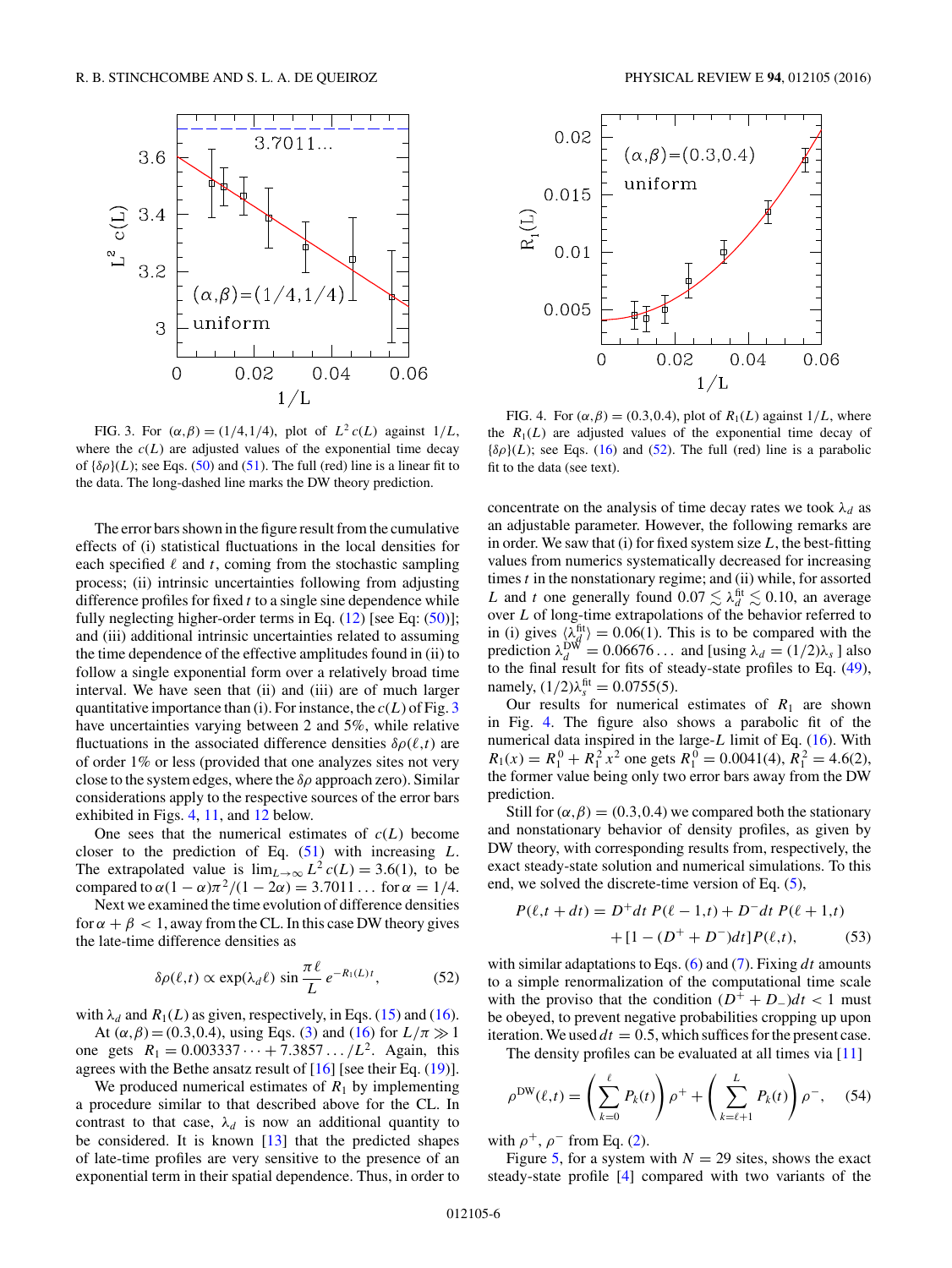FIG. 3. For $(\alpha,\beta) = (1/4,1/4)$, plot of $L^2\,c(L)$ against $1/L$, where the $c(L)$ are adjusted values of the exponential time decay of $\{\delta\rho\}(L)$; see Eqs. (50) and (51). The full (red) line is a linear fit to the data. The long-dashed line marks the DW theory prediction.

FIG. 4. For $(\alpha,\beta) = (0.3,0.4)$, plot of $R_1(L)$ against $1/L$, where the $R_1(L)$ are adjusted values of the exponential time decay of $\{\delta\rho\}(L)$; see Eqs. (16) and (52). The full (red) line is a parabolic fit to the data (see text).

The error bars shown in the figure result from the cumulative effects of (i) statistical fluctuations in the local densities for each specified $\ell$ and $t$, coming from the stochastic sampling process; (ii) intrinsic uncertainties following from adjusting difference profiles for fixed $t$ to a single sine dependence while fully neglecting higher-order terms in Eq. (12) [see Eq: (50)]; and (iii) additional intrinsic uncertainties related to assuming the time dependence of the effective amplitudes found in (ii) to follow a single exponential form over a relatively broad time interval. We have seen that (ii) and (iii) are of much larger quantitative importance than (i). For instance, the $c(L)$ of Fig. 3 have uncertainties varying between 2 and 5%, while relative fluctuations in the associated difference densities $\delta\rho(\ell,t)$ are of order 1% or less (provided that one analyzes sites not very close to the system edges, where the $\delta\rho$ approach zero). Similar considerations apply to the respective sources of the error bars exhibited in Figs. 4, 11, and 12 below.

One sees that the numerical estimates of $c(L)$ become closer to the prediction of Eq. (51) with increasing $L$. The extrapolated value is $\lim_{L\to\infty} L^2\,c(L) = 3.6(1)$, to be compared to $\alpha(1-\alpha)\pi^2/(1-2\alpha) = 3.7011\ldots$ for $\alpha = 1/4$.

Next we examined the time evolution of difference densities for $\alpha+\beta < 1$, away from the CL. In this case DW theory gives the late-time difference densities as

$$\delta\rho(\ell,t) \propto \exp(\lambda_d \ell)\,\sin\frac{\pi\ell}{L}\,e^{-R_1(L)\,t}, \tag{52}$$

with $\lambda_d$ and $R_1(L)$ as given, respectively, in Eqs. (15) and (16).

At $(\alpha,\beta) = (0.3,0.4)$, using Eqs. (3) and (16) for $L/\pi \gg 1$ one gets $R_1 = 0.003337\cdots + 7.3857\ldots/L^2$. Again, this agrees with the Bethe ansatz result of [16] [see their Eq. (19)].

We produced numerical estimates of $R_1$ by implementing a procedure similar to that described above for the CL. In contrast to that case, $\lambda_d$ is now an additional quantity to be considered. It is known [13] that the predicted shapes of late-time profiles are very sensitive to the presence of an exponential term in their spatial dependence. Thus, in order to concentrate on the analysis of time decay rates we took $\lambda_d$ as an adjustable parameter. However, the following remarks are in order. We saw that (i) for fixed system size $L$, the best-fitting values from numerics systematically decreased for increasing times $t$ in the nonstationary regime; and (ii) while, for assorted $L$ and $t$ one generally found $0.07 \lesssim \lambda_d^{\rm fit} \lesssim 0.10$, an average over $L$ of long-time extrapolations of the behavior referred to in (i) gives $\langle\lambda_d^{\rm fit}\rangle = 0.06(1)$. This is to be compared with the prediction $\lambda_d^{\rm DW} = 0.06676\ldots$ and [using $\lambda_d = (1/2)\lambda_s$ ] also to the final result for fits of steady-state profiles to Eq. (49), namely, $(1/2)\lambda_s^{\rm fit} = 0.0755(5)$.

Our results for numerical estimates of $R_1$ are shown in Fig. 4. The figure also shows a parabolic fit of the numerical data inspired in the large-$L$ limit of Eq. (16). With $R_1(x) = R_1^0 + R_1^2\,x^2$ one gets $R_1^0 = 0.0041(4)$, $R_1^2 = 4.6(2)$, the former value being only two error bars away from the DW prediction.

Still for $(\alpha,\beta) = (0.3,0.4)$ we compared both the stationary and nonstationary behavior of density profiles, as given by DW theory, with corresponding results from, respectively, the exact steady-state solution and numerical simulations. To this end, we solved the discrete-time version of Eq. (5),

$$P(\ell,t+dt) = D^+dt\,P(\ell-1,t) + D^-dt\,P(\ell+1,t) + [1-(D^+ + D^-)dt]P(\ell,t), \tag{53}$$

with similar adaptations to Eqs. (6) and (7). Fixing $dt$ amounts to a simple renormalization of the computational time scale with the proviso that the condition $(D^+ + D_-)dt < 1$ must be obeyed, to prevent negative probabilities cropping up upon iteration. We used $dt = 0.5$, which suffices for the present case.

The density profiles can be evaluated at all times via [11]

$$\rho^{\rm DW}(\ell,t) = \left(\sum_{k=0}^{\ell} P_k(t)\right)\rho^+ + \left(\sum_{k=\ell+1}^{L} P_k(t)\right)\rho^-, \tag{54}$$

with $\rho^+$, $\rho^-$ from Eq. (2).

Figure 5, for a system with $N = 29$ sites, shows the exact steady-state profile [4] compared with two variants of the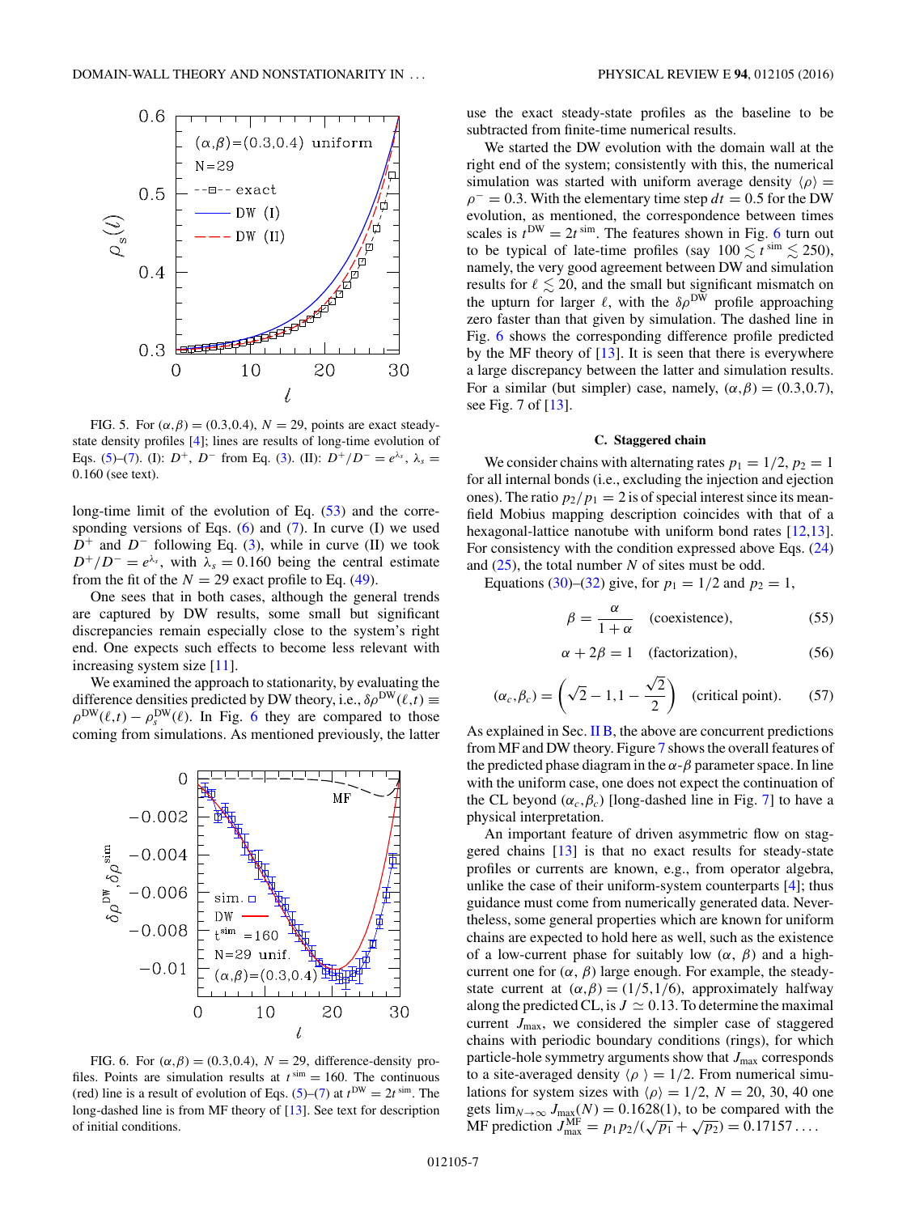FIG. 5. For $(\alpha,\beta) = (0.3,0.4)$, $N = 29$, points are exact steady-state density profiles [4]; lines are results of long-time evolution of Eqs. (5)–(7). (I): $D^+$, $D^-$ from Eq. (3). (II): $D^+/D^- = e^{\lambda_s}$, $\lambda_s = 0.160$ (see text).

long-time limit of the evolution of Eq. (53) and the corresponding versions of Eqs. (6) and (7). In curve (I) we used $D^+$ and $D^-$ following Eq. (3), while in curve (II) we took $D^+/D^- = e^{\lambda_s}$, with $\lambda_s = 0.160$ being the central estimate from the fit of the $N = 29$ exact profile to Eq. (49).

One sees that in both cases, although the general trends are captured by DW results, some small but significant discrepancies remain especially close to the system's right end. One expects such effects to become less relevant with increasing system size [11].

We examined the approach to stationarity, by evaluating the difference densities predicted by DW theory, i.e., $\delta\rho^{\rm DW}(\ell,t) \equiv \rho^{\rm DW}(\ell,t) - \rho_s^{\rm DW}(\ell)$. In Fig. 6 they are compared to those coming from simulations. As mentioned previously, the latter use the exact steady-state profiles as the baseline to be subtracted from finite-time numerical results.

FIG. 6. For $(\alpha,\beta) = (0.3,0.4)$, $N = 29$, difference-density profiles. Points are simulation results at $t^{\rm sim} = 160$. The continuous (red) line is a result of evolution of Eqs. (5)–(7) at $t^{\rm DW} = 2t^{\rm sim}$. The long-dashed line is from MF theory of [13]. See text for description of initial conditions.

We started the DW evolution with the domain wall at the right end of the system; consistently with this, the numerical simulation was started with uniform average density $\langle\rho\rangle = \rho^- = 0.3$. With the elementary time step $dt = 0.5$ for the DW evolution, as mentioned, the correspondence between times scales is $t^{\rm DW} = 2t^{\rm sim}$. The features shown in Fig. 6 turn out to be typical of late-time profiles (say $100 \lesssim t^{\rm sim} \lesssim 250$), namely, the very good agreement between DW and simulation results for $\ell \lesssim 20$, and the small but significant mismatch on the upturn for larger $\ell$, with the $\delta\rho^{\rm DW}$ profile approaching zero faster than that given by simulation. The dashed line in Fig. 6 shows the corresponding difference profile predicted by the MF theory of [13]. It is seen that there is everywhere a large discrepancy between the latter and simulation results. For a similar (but simpler) case, namely, $(\alpha,\beta) = (0.3,0.7)$, see Fig. 7 of [13].

### C. Staggered chain

We consider chains with alternating rates $p_1 = 1/2$, $p_2 = 1$ for all internal bonds (i.e., excluding the injection and ejection ones). The ratio $p_2/p_1 = 2$ is of special interest since its mean-field Mobius mapping description coincides with that of a hexagonal-lattice nanotube with uniform bond rates [12,13]. For consistency with the condition expressed above Eqs. (24) and (25), the total number $N$ of sites must be odd.

Equations (30)–(32) give, for $p_1 = 1/2$ and $p_2 = 1$,

$$\beta = \frac{\alpha}{1+\alpha} \quad \text{(coexistence)}, \tag{55}$$

$$\alpha + 2\beta = 1 \quad \text{(factorization)}, \tag{56}$$

$$(\alpha_c,\beta_c) = \left(\sqrt{2}-1, 1-\frac{\sqrt{2}}{2}\right) \quad \text{(critical point)}. \tag{57}$$

As explained in Sec. II B, the above are concurrent predictions from MF and DW theory. Figure 7 shows the overall features of the predicted phase diagram in the $\alpha$-$\beta$ parameter space. In line with the uniform case, one does not expect the continuation of the CL beyond $(\alpha_c,\beta_c)$ [long-dashed line in Fig. 7] to have a physical interpretation.

An important feature of driven asymmetric flow on staggered chains [13] is that no exact results for steady-state profiles or currents are known, e.g., from operator algebra, unlike the case of their uniform-system counterparts [4]; thus guidance must come from numerically generated data. Nevertheless, some general properties which are known for uniform chains are expected to hold here as well, such as the existence of a low-current phase for suitably low $(\alpha, \beta)$ and a high-current one for $(\alpha, \beta)$ large enough. For example, the steady-state current at $(\alpha,\beta) = (1/5,1/6)$, approximately halfway along the predicted CL, is $J \simeq 0.13$. To determine the maximal current $J_{\rm max}$, we considered the simpler case of staggered chains with periodic boundary conditions (rings), for which particle-hole symmetry arguments show that $J_{\rm max}$ corresponds to a site-averaged density $\langle\rho\rangle = 1/2$. From numerical simulations for system sizes with $\langle\rho\rangle = 1/2$, $N = 20$, 30, 40 one gets $\lim_{N\to\infty} J_{\rm max}(N) = 0.1628(1)$, to be compared with the MF prediction $J_{\rm max}^{\rm MF} = p_1p_2/(\sqrt{p_1}+\sqrt{p_2}) = 0.17157\ldots$.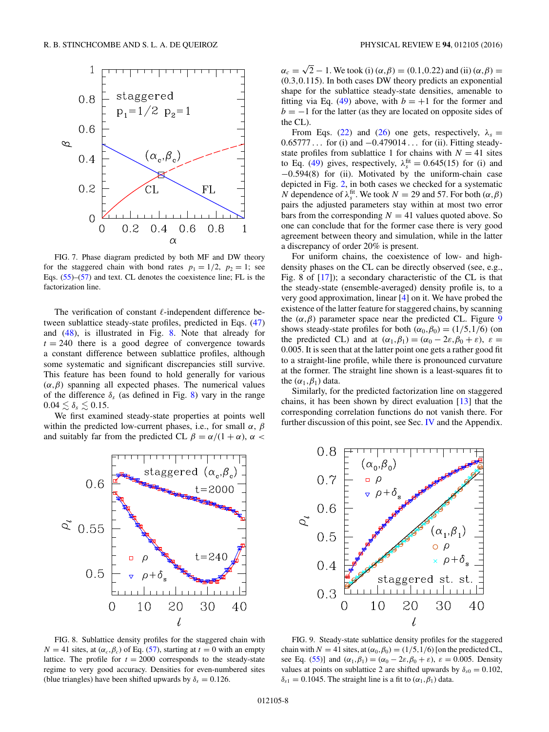FIG. 7. Phase diagram predicted by both MF and DW theory for the staggered chain with bond rates $p_1 = 1/2$, $p_2 = 1$; see Eqs. (55)–(57) and text. CL denotes the coexistence line; FL is the factorization line.

The verification of constant $\ell$-independent difference between sublattice steady-state profiles, predicted in Eqs. (47) and (48), is illustrated in Fig. 8. Note that already for $t = 240$ there is a good degree of convergence towards a constant difference between sublattice profiles, although some systematic and significant discrepancies still survive. This feature has been found to hold generally for various $(\alpha,\beta)$ spanning all expected phases. The numerical values of the difference $\delta_s$ (as defined in Fig. 8) vary in the range $0.04 \lesssim \delta_s \lesssim 0.15$.

We first examined steady-state properties at points well within the predicted low-current phases, i.e., for small $\alpha$, $\beta$ and suitably far from the predicted CL $\beta = \alpha/(1+\alpha)$, $\alpha < \alpha_c = \sqrt{2} - 1$. We took (i) $(\alpha,\beta) = (0.1,0.22)$ and (ii) $(\alpha,\beta) = (0.3,0.115)$. In both cases DW theory predicts an exponential shape for the sublattice steady-state densities, amenable to fitting via Eq. (49) above, with $b = +1$ for the former and $b = -1$ for the latter (as they are located on opposite sides of the CL).

From Eqs. (22) and (26) one gets, respectively, $\lambda_s = 0.65777\ldots$ for (i) and $-0.479014\ldots$ for (ii). Fitting steady-state profiles from sublattice 1 for chains with $N = 41$ sites to Eq. (49) gives, respectively, $\lambda_s^{\rm fit} = 0.645(15)$ for (i) and $-0.594(8)$ for (ii). Motivated by the uniform-chain case depicted in Fig. 2, in both cases we checked for a systematic $N$ dependence of $\lambda_s^{\rm fit}$. We took $N = 29$ and 57. For both $(\alpha,\beta)$ pairs the adjusted parameters stay within at most two error bars from the corresponding $N = 41$ values quoted above. So one can conclude that for the former case there is very good agreement between theory and simulation, while in the latter a discrepancy of order 20% is present.

For uniform chains, the coexistence of low- and high-density phases on the CL can be directly observed (see, e.g., Fig. 8 of [17]); a secondary characteristic of the CL is that the steady-state (ensemble-averaged) density profile is, to a very good approximation, linear [4] on it. We have probed the existence of the latter feature for staggered chains, by scanning the $(\alpha,\beta)$ parameter space near the predicted CL. Figure 9 shows steady-state profiles for both $(\alpha_0,\beta_0) = (1/5,1/6)$ (on the predicted CL) and at $(\alpha_1,\beta_1) = (\alpha_0 - 2\varepsilon, \beta_0 + \varepsilon)$, $\varepsilon = 0.005$. It is seen that at the latter point one gets a rather good fit to a straight-line profile, while there is pronounced curvature at the former. The straight line shown is a least-squares fit to the $(\alpha_1,\beta_1)$ data.

Similarly, for the predicted factorization line on staggered chains, it has been shown by direct evaluation [13] that the corresponding correlation functions do not vanish there. For further discussion of this point, see Sec. IV and the Appendix.

FIG. 8. Sublattice density profiles for the staggered chain with $N = 41$ sites, at $(\alpha_c,\beta_c)$ of Eq. (57), starting at $t = 0$ with an empty lattice. The profile for $t = 2000$ corresponds to the steady-state regime to very good accuracy. Densities for even-numbered sites (blue triangles) have been shifted upwards by $\delta_s = 0.126$.

FIG. 9. Steady-state sublattice density profiles for the staggered chain with $N = 41$ sites, at $(\alpha_0,\beta_0) = (1/5,1/6)$ [on the predicted CL, see Eq. (55)] and $(\alpha_1,\beta_1) = (\alpha_0 - 2\varepsilon, \beta_0 + \varepsilon)$, $\varepsilon = 0.005$. Density values at points on sublattice 2 are shifted upwards by $\delta_{s0} = 0.102$, $\delta_{s1} = 0.1045$. The straight line is a fit to $(\alpha_1,\beta_1)$ data.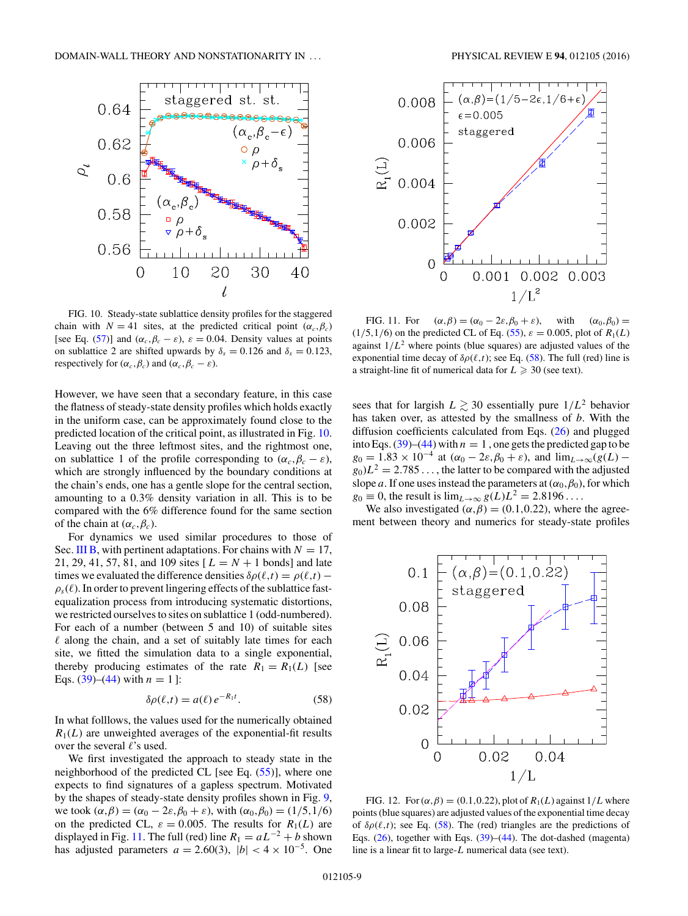FIG. 10. Steady-state sublattice density profiles for the staggered chain with $N = 41$ sites, at the predicted critical point $(\alpha_c,\beta_c)$ [see Eq. (57)] and $(\alpha_c,\beta_c - \varepsilon)$, $\varepsilon = 0.04$. Density values at points on sublattice 2 are shifted upwards by $\delta_s = 0.126$ and $\delta_s = 0.123$, respectively for $(\alpha_c,\beta_c)$ and $(\alpha_c,\beta_c - \varepsilon)$.

However, we have seen that a secondary feature, in this case the flatness of steady-state density profiles which holds exactly in the uniform case, can be approximately found close to the predicted location of the critical point, as illustrated in Fig. 10. Leaving out the three leftmost sites, and the rightmost one, on sublattice 1 of the profile corresponding to $(\alpha_c,\beta_c - \varepsilon)$, which are strongly influenced by the boundary conditions at the chain's ends, one has a gentle slope for the central section, amounting to a 0.3% density variation in all. This is to be compared with the 6% difference found for the same section of the chain at $(\alpha_c,\beta_c)$.

For dynamics we used similar procedures to those of Sec. III B, with pertinent adaptations. For chains with $N = 17$, 21, 29, 41, 57, 81, and 109 sites [ $L = N + 1$ bonds] and late times we evaluated the difference densities $\delta\rho(\ell,t) = \rho(\ell,t) - \rho_s(\ell)$. In order to prevent lingering effects of the sublattice fast-equalization process from introducing systematic distortions, we restricted ourselves to sites on sublattice 1 (odd-numbered). For each of a number (between 5 and 10) of suitable sites $\ell$ along the chain, and a set of suitably late times for each site, we fitted the simulation data to a single exponential, thereby producing estimates of the rate $R_1 = R_1(L)$ [see Eqs. (39)–(44) with $n = 1$ ]:

$$\delta\rho(\ell,t) = a(\ell)\, e^{-R_1 t}. \tag{58}$$

In what folllows, the values used for the numerically obtained $R_1(L)$ are unweighted averages of the exponential-fit results over the several $\ell$'s used.

We first investigated the approach to steady state in the neighborhood of the predicted CL [see Eq. (55)], where one expects to find signatures of a gapless spectrum. Motivated by the shapes of steady-state density profiles shown in Fig. 9, we took $(\alpha,\beta) = (\alpha_0 - 2\varepsilon,\beta_0 + \varepsilon)$, with $(\alpha_0,\beta_0) = (1/5,1/6)$ on the predicted CL, $\varepsilon = 0.005$. The results for $R_1(L)$ are displayed in Fig. 11. The full (red) line $R_1 = aL^{-2} + b$ shown has adjusted parameters $a = 2.60(3)$, $|b| < 4 \times 10^{-5}$. One sees that for largish $L \gtrsim 30$ essentially pure $1/L^2$ behavior has taken over, as attested by the smallness of $b$. With the diffusion coefficients calculated from Eqs. (26) and plugged into Eqs. (39)–(44) with $n = 1$ , one gets the predicted gap to be $g_0 = 1.83 \times 10^{-4}$ at $(\alpha_0 - 2\varepsilon,\beta_0 + \varepsilon)$, and $\lim_{L\to\infty}(g(L) - g_0)L^2 = 2.785\ldots$, the latter to be compared with the adjusted slope $a$. If one uses instead the parameters at $(\alpha_0,\beta_0)$, for which $g_0 \equiv 0$, the result is $\lim_{L\to\infty} g(L)L^2 = 2.8196\ldots$.

FIG. 11. For $(\alpha,\beta) = (\alpha_0 - 2\varepsilon,\beta_0 + \varepsilon)$, with $(\alpha_0,\beta_0) = (1/5,1/6)$ on the predicted CL of Eq. (55), $\varepsilon = 0.005$, plot of $R_1(L)$ against $1/L^2$ where points (blue squares) are adjusted values of the exponential time decay of $\delta\rho(\ell,t)$; see Eq. (58). The full (red) line is a straight-line fit of numerical data for $L \geqslant 30$ (see text).

We also investigated $(\alpha,\beta) = (0.1,0.22)$, where the agreement between theory and numerics for steady-state profiles

FIG. 12. For $(\alpha,\beta) = (0.1,0.22)$, plot of $R_1(L)$ against $1/L$ where points (blue squares) are adjusted values of the exponential time decay of $\delta\rho(\ell,t)$; see Eq. (58). The (red) triangles are the predictions of Eqs. (26), together with Eqs. (39)–(44). The dot-dashed (magenta) line is a linear fit to large-$L$ numerical data (see text).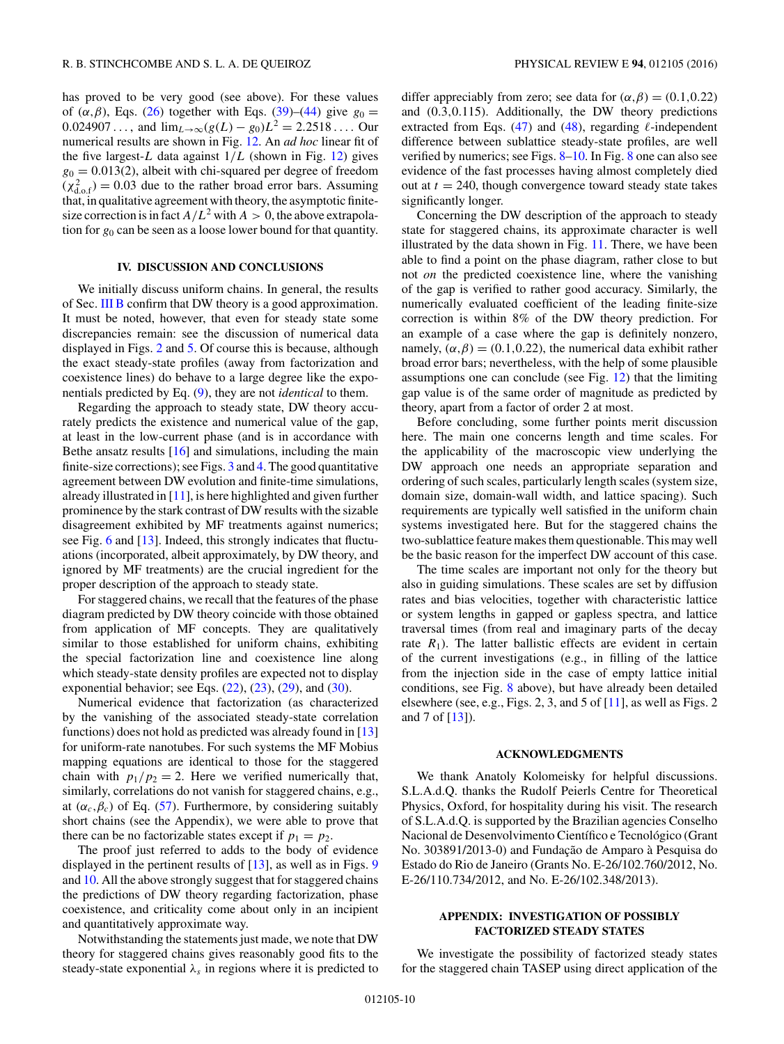has proved to be very good (see above). For these values of $(\alpha,\beta)$, Eqs. (26) together with Eqs. (39)–(44) give $g_0 = 0.024907\ldots$, and $\lim_{L\to\infty}(g(L) - g_0)L^2 = 2.2518\ldots$. Our numerical results are shown in Fig. 12. An *ad hoc* linear fit of the five largest-$L$ data against $1/L$ (shown in Fig. 12) gives $g_0 = 0.013(2)$, albeit with chi-squared per degree of freedom $(\chi^2_{\rm d.o.f}) = 0.03$ due to the rather broad error bars. Assuming that, in qualitative agreement with theory, the asymptotic finite-size correction is in fact $A/L^2$ with $A > 0$, the above extrapolation for $g_0$ can be seen as a loose lower bound for that quantity.

## IV. DISCUSSION AND CONCLUSIONS

We initially discuss uniform chains. In general, the results of Sec. III B confirm that DW theory is a good approximation. It must be noted, however, that even for steady state some discrepancies remain: see the discussion of numerical data displayed in Figs. 2 and 5. Of course this is because, although the exact steady-state profiles (away from factorization and coexistence lines) do behave to a large degree like the exponentials predicted by Eq. (9), they are not *identical* to them.

Regarding the approach to steady state, DW theory accurately predicts the existence and numerical value of the gap, at least in the low-current phase (and is in accordance with Bethe ansatz results [16] and simulations, including the main finite-size corrections); see Figs. 3 and 4. The good quantitative agreement between DW evolution and finite-time simulations, already illustrated in [11], is here highlighted and given further prominence by the stark contrast of DW results with the sizable disagreement exhibited by MF treatments against numerics; see Fig. 6 and [13]. Indeed, this strongly indicates that fluctuations (incorporated, albeit approximately, by DW theory, and ignored by MF treatments) are the crucial ingredient for the proper description of the approach to steady state.

For staggered chains, we recall that the features of the phase diagram predicted by DW theory coincide with those obtained from application of MF concepts. They are qualitatively similar to those established for uniform chains, exhibiting the special factorization line and coexistence line along which steady-state density profiles are expected not to display exponential behavior; see Eqs. (22), (23), (29), and (30).

Numerical evidence that factorization (as characterized by the vanishing of the associated steady-state correlation functions) does not hold as predicted was already found in [13] for uniform-rate nanotubes. For such systems the MF Mobius mapping equations are identical to those for the staggered chain with $p_1/p_2 = 2$. Here we verified numerically that, similarly, correlations do not vanish for staggered chains, e.g., at $(\alpha_c,\beta_c)$ of Eq. (57). Furthermore, by considering suitably short chains (see the Appendix), we were able to prove that there can be no factorizable states except if $p_1 = p_2$.

The proof just referred to adds to the body of evidence displayed in the pertinent results of [13], as well as in Figs. 9 and 10. All the above strongly suggest that for staggered chains the predictions of DW theory regarding factorization, phase coexistence, and criticality come about only in an incipient and quantitatively approximate way.

Notwithstanding the statements just made, we note that DW theory for staggered chains gives reasonably good fits to the steady-state exponential $\lambda_s$ in regions where it is predicted to differ appreciably from zero; see data for $(\alpha,\beta) = (0.1,0.22)$ and $(0.3,0.115)$. Additionally, the DW theory predictions extracted from Eqs. (47) and (48), regarding $\ell$-independent difference between sublattice steady-state profiles, are well verified by numerics; see Figs. 8–10. In Fig. 8 one can also see evidence of the fast processes having almost completely died out at $t = 240$, though convergence toward steady state takes significantly longer.

Concerning the DW description of the approach to steady state for staggered chains, its approximate character is well illustrated by the data shown in Fig. 11. There, we have been able to find a point on the phase diagram, rather close to but not *on* the predicted coexistence line, where the vanishing of the gap is verified to rather good accuracy. Similarly, the numerically evaluated coefficient of the leading finite-size correction is within 8% of the DW theory prediction. For an example of a case where the gap is definitely nonzero, namely, $(\alpha,\beta) = (0.1,0.22)$, the numerical data exhibit rather broad error bars; nevertheless, with the help of some plausible assumptions one can conclude (see Fig. 12) that the limiting gap value is of the same order of magnitude as predicted by theory, apart from a factor of order 2 at most.

Before concluding, some further points merit discussion here. The main one concerns length and time scales. For the applicability of the macroscopic view underlying the DW approach one needs an appropriate separation and ordering of such scales, particularly length scales (system size, domain size, domain-wall width, and lattice spacing). Such requirements are typically well satisfied in the uniform chain systems investigated here. But for the staggered chains the two-sublattice feature makes them questionable. This may well be the basic reason for the imperfect DW account of this case.

The time scales are important not only for the theory but also in guiding simulations. These scales are set by diffusion rates and bias velocities, together with characteristic lattice or system lengths in gapped or gapless spectra, and lattice traversal times (from real and imaginary parts of the decay rate $R_1$). The latter ballistic effects are evident in certain of the current investigations (e.g., in filling of the lattice from the injection side in the case of empty lattice initial conditions, see Fig. 8 above), but have already been detailed elsewhere (see, e.g., Figs. 2, 3, and 5 of [11], as well as Figs. 2 and 7 of [13]).

## ACKNOWLEDGMENTS

We thank Anatoly Kolomeisky for helpful discussions. S.L.A.d.Q. thanks the Rudolf Peierls Centre for Theoretical Physics, Oxford, for hospitality during his visit. The research of S.L.A.d.Q. is supported by the Brazilian agencies Conselho Nacional de Desenvolvimento Científico e Tecnológico (Grant No. 303891/2013-0) and Fundação de Amparo à Pesquisa do Estado do Rio de Janeiro (Grants No. E-26/102.760/2012, No. E-26/110.734/2012, and No. E-26/102.348/2013).

## APPENDIX: INVESTIGATION OF POSSIBLY FACTORIZED STEADY STATES

We investigate the possibility of factorized steady states for the staggered chain TASEP using direct application of the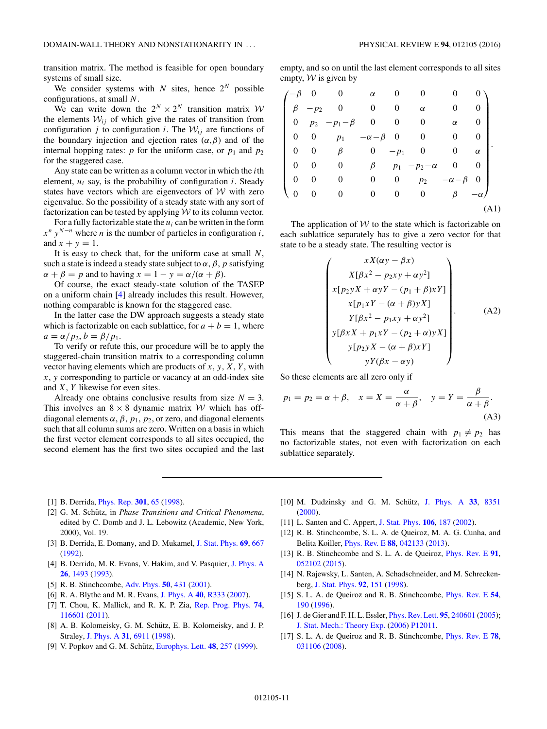transition matrix. The method is feasible for open boundary systems of small size.

We consider systems with $N$ sites, hence $2^N$ possible configurations, at small $N$.

We can write down the $2^N \times 2^N$ transition matrix $\mathcal{W}$ the elements $\mathcal{W}_{ij}$ of which give the rates of transition from configuration $j$ to configuration $i$. The $\mathcal{W}_{ij}$ are functions of the boundary injection and ejection rates $(\alpha,\beta)$ and of the internal hopping rates: $p$ for the uniform case, or $p_1$ and $p_2$ for the staggered case.

Any state can be written as a column vector in which the $i$th element, $u_i$ say, is the probability of configuration $i$. Steady states have vectors which are eigenvectors of $\mathcal{W}$ with zero eigenvalue. So the possibility of a steady state with any sort of factorization can be tested by applying $\mathcal{W}$ to its column vector.

For a fully factorizable state the $u_i$ can be written in the form $x^n\, y^{N-n}$ where $n$ is the number of particles in configuration $i$, and $x + y = 1$.

It is easy to check that, for the uniform case at small $N$, such a state is indeed a steady state subject to $\alpha$, $\beta$, $p$ satisfying $\alpha + \beta = p$ and to having $x = 1 - y = \alpha/(\alpha + \beta)$.

Of course, the exact steady-state solution of the TASEP on a uniform chain [4] already includes this result. However, nothing comparable is known for the staggered case.

In the latter case the DW approach suggests a steady state which is factorizable on each sublattice, for $a + b = 1$, where $a = \alpha/p_2$, $b = \beta/p_1$.

To verify or refute this, our procedure will be to apply the staggered-chain transition matrix to a corresponding column vector having elements which are products of $x$, $y$, $X$, $Y$, with $x$, $y$ corresponding to particle or vacancy at an odd-index site and $X$, $Y$ likewise for even sites.

Already one obtains conclusive results from size $N = 3$. This involves an $8 \times 8$ dynamic matrix $\mathcal{W}$ which has off-diagonal elements $\alpha$, $\beta$, $p_1$, $p_2$, or zero, and diagonal elements such that all column sums are zero. Written on a basis in which the first vector element corresponds to all sites occupied, the second element has the first two sites occupied and the last empty, and so on until the last element corresponds to all sites empty, $\mathcal{W}$ is given by

$$
\begin{pmatrix}
-\beta & 0 & 0 & \alpha & 0 & 0 & 0 & 0 \\
\beta & -p_2 & 0 & 0 & 0 & \alpha & 0 & 0 \\
0 & p_2 & -p_1-\beta & 0 & 0 & 0 & \alpha & 0 \\
0 & 0 & p_1 & -\alpha-\beta & 0 & 0 & 0 & 0 \\
0 & 0 & \beta & 0 & -p_1 & 0 & 0 & \alpha \\
0 & 0 & 0 & \beta & p_1 & -p_2-\alpha & 0 & 0 \\
0 & 0 & 0 & 0 & 0 & p_2 & -\alpha-\beta & 0 \\
0 & 0 & 0 & 0 & 0 & 0 & \beta & -\alpha
\end{pmatrix}. \tag{A1}
$$

The application of $\mathcal{W}$ to the state which is factorizable on each sublattice separately has to give a zero vector for that state to be a steady state. The resulting vector is

$$
\begin{pmatrix}
xX(\alpha y - \beta x) \\
X[\beta x^2 - p_2 xy + \alpha y^2] \\
x[p_2 yX + \alpha yY - (p_1+\beta)xY] \\
x[p_1 xY - (\alpha+\beta)yX] \\
Y[\beta x^2 - p_1 xy + \alpha y^2] \\
y[\beta xX + p_1 xY - (p_2+\alpha)yX] \\
y[p_2 yX - (\alpha+\beta)xY] \\
yY(\beta x - \alpha y)
\end{pmatrix}. \tag{A2}
$$

So these elements are all zero only if

$$
p_1 = p_2 = \alpha + \beta, \quad x = X = \frac{\alpha}{\alpha+\beta}, \quad y = Y = \frac{\beta}{\alpha+\beta}. \tag{A3}
$$

This means that the staggered chain with $p_1 \neq p_2$ has no factorizable states, not even with factorization on each sublattice separately.

---

[1] B. Derrida, Phys. Rep. **301**, 65 (1998).

[2] G. M. Schütz, in *Phase Transitions and Critical Phenomena*, edited by C. Domb and J. L. Lebowitz (Academic, New York, 2000), Vol. 19.

[3] B. Derrida, E. Domany, and D. Mukamel, J. Stat. Phys. **69**, 667 (1992).

[4] B. Derrida, M. R. Evans, V. Hakim, and V. Pasquier, J. Phys. A **26**, 1493 (1993).

[5] R. B. Stinchcombe, Adv. Phys. **50**, 431 (2001).

[6] R. A. Blythe and M. R. Evans, J. Phys. A **40**, R333 (2007).

[7] T. Chou, K. Mallick, and R. K. P. Zia, Rep. Prog. Phys. **74**, 116601 (2011).

[8] A. B. Kolomeisky, G. M. Schütz, E. B. Kolomeisky, and J. P. Straley, J. Phys. A **31**, 6911 (1998).

[9] V. Popkov and G. M. Schütz, Europhys. Lett. **48**, 257 (1999).

[10] M. Dudzinsky and G. M. Schütz, J. Phys. A **33**, 8351 (2000).

[11] L. Santen and C. Appert, J. Stat. Phys. **106**, 187 (2002).

[12] R. B. Stinchcombe, S. L. A. de Queiroz, M. A. G. Cunha, and Belita Koiller, Phys. Rev. E **88**, 042133 (2013).

[13] R. B. Stinchcombe and S. L. A. de Queiroz, Phys. Rev. E **91**, 052102 (2015).

[14] N. Rajewsky, L. Santen, A. Schadschneider, and M. Schreckenberg, J. Stat. Phys. **92**, 151 (1998).

[15] S. L. A. de Queiroz and R. B. Stinchcombe, Phys. Rev. E **54**, 190 (1996).

[16] J. de Gier and F. H. L. Essler, Phys. Rev. Lett. **95**, 240601 (2005); J. Stat. Mech.: Theory Exp. (2006) P12011.

[17] S. L. A. de Queiroz and R. B. Stinchcombe, Phys. Rev. E **78**, 031106 (2008).